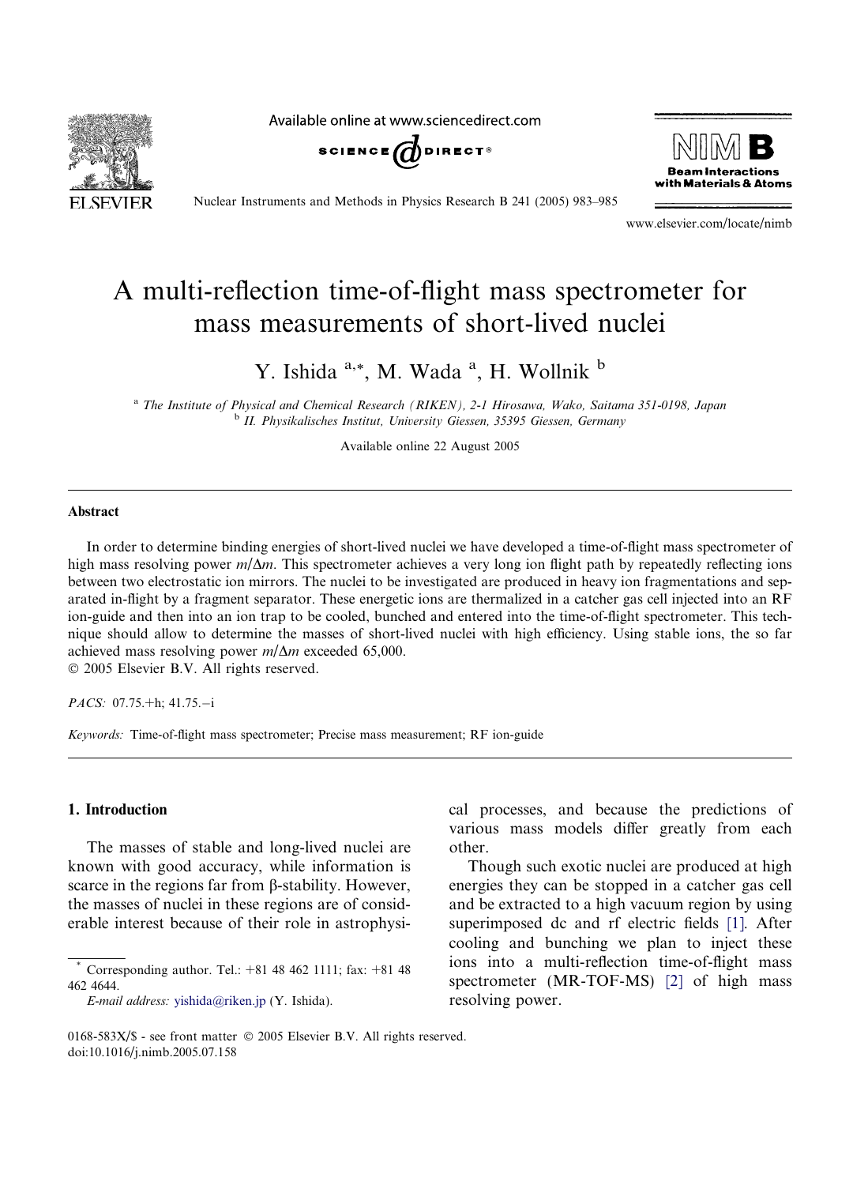# A multi-reflection time-of-flight mass spectrometer for mass measurements of short-lived nuclei

Y. Ishida [a,*], M. Wada [a], H. Wollnik [b]

[a] The Institute of Physical and Chemical Research (RIKEN), 2-1 Hirosawa, Wako, Saitama 351-0198, Japan
[b] II. Physikalisches Institut, University Giessen, 35395 Giessen, Germany

Available online 22 August 2005

## Abstract

In order to determine binding energies of short-lived nuclei we have developed a time-of-flight mass spectrometer of high mass resolving power $m/\Delta m$. This spectrometer achieves a very long ion flight path by repeatedly reflecting ions between two electrostatic ion mirrors. The nuclei to be investigated are produced in heavy ion fragmentations and separated in-flight by a fragment separator. These energetic ions are thermalized in a catcher gas cell injected into an RF ion-guide and then into an ion trap to be cooled, bunched and entered into the time-of-flight spectrometer. This technique should allow to determine the masses of short-lived nuclei with high efficiency. Using stable ions, the so far achieved mass resolving power $m/\Delta m$ exceeded 65,000.

© 2005 Elsevier B.V. All rights reserved.

*PACS:* 07.75.+h; 41.75.–i

*Keywords:* Time-of-flight mass spectrometer; Precise mass measurement; RF ion-guide

## 1. Introduction

The masses of stable and long-lived nuclei are known with good accuracy, while information is scarce in the regions far from β-stability. However, the masses of nuclei in these regions are of considerable interest because of their role in astrophysical processes, and because the predictions of various mass models differ greatly from each other.

Though such exotic nuclei are produced at high energies they can be stopped in a catcher gas cell and be extracted to a high vacuum region by using superimposed dc and rf electric fields [1]. After cooling and bunching we plan to inject these ions into a multi-reflection time-of-flight mass spectrometer (MR-TOF-MS) [2] of high mass resolving power.

\* Corresponding author. Tel.: +81 48 462 1111; fax: +81 48 462 4644.
*E-mail address:* yishida@riken.jp (Y. Ishida).

0168-583X/$ - see front matter © 2005 Elsevier B.V. All rights reserved.
doi:10.1016/j.nimb.2005.07.158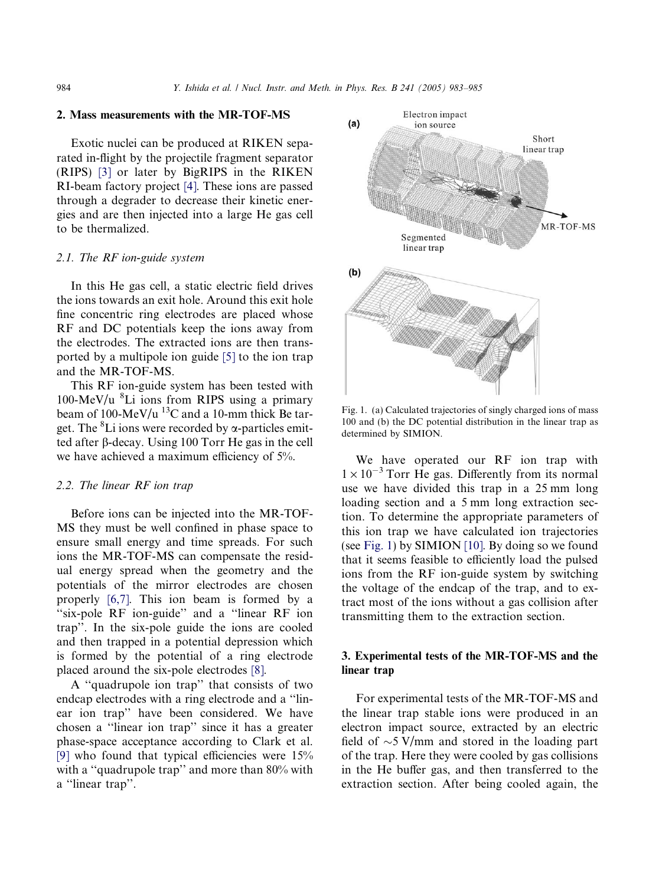## 2. Mass measurements with the MR-TOF-MS

Exotic nuclei can be produced at RIKEN separated in-flight by the projectile fragment separator (RIPS) [3] or later by BigRIPS in the RIKEN RI-beam factory project [4]. These ions are passed through a degrader to decrease their kinetic energies and are then injected into a large He gas cell to be thermalized.

### 2.1. The RF ion-guide system

In this He gas cell, a static electric field drives the ions towards an exit hole. Around this exit hole fine concentric ring electrodes are placed whose RF and DC potentials keep the ions away from the electrodes. The extracted ions are then transported by a multipole ion guide [5] to the ion trap and the MR-TOF-MS.

This RF ion-guide system has been tested with 100-MeV/u $^{8}$Li ions from RIPS using a primary beam of 100-MeV/u $^{13}$C and a 10-mm thick Be target. The $^{8}$Li ions were recorded by α-particles emitted after β-decay. Using 100 Torr He gas in the cell we have achieved a maximum efficiency of 5%.

### 2.2. The linear RF ion trap

Before ions can be injected into the MR-TOF-MS they must be well confined in phase space to ensure small energy and time spreads. For such ions the MR-TOF-MS can compensate the residual energy spread when the geometry and the potentials of the mirror electrodes are chosen properly [6,7]. This ion beam is formed by a "six-pole RF ion-guide" and a "linear RF ion trap". In the six-pole guide the ions are cooled and then trapped in a potential depression which is formed by the potential of a ring electrode placed around the six-pole electrodes [8].

A "quadrupole ion trap" that consists of two endcap electrodes with a ring electrode and a "linear ion trap" have been considered. We have chosen a "linear ion trap" since it has a greater phase-space acceptance according to Clark et al. [9] who found that typical efficiencies were 15% with a "quadrupole trap" and more than 80% with a "linear trap".

Fig. 1. (a) Calculated trajectories of singly charged ions of mass 100 and (b) the DC potential distribution in the linear trap as determined by SIMION.

We have operated our RF ion trap with $1 \times 10^{-3}$ Torr He gas. Differently from its normal use we have divided this trap in a 25 mm long loading section and a 5 mm long extraction section. To determine the appropriate parameters of this ion trap we have calculated ion trajectories (see Fig. 1) by SIMION [10]. By doing so we found that it seems feasible to efficiently load the pulsed ions from the RF ion-guide system by switching the voltage of the endcap of the trap, and to extract most of the ions without a gas collision after transmitting them to the extraction section.

## 3. Experimental tests of the MR-TOF-MS and the linear trap

For experimental tests of the MR-TOF-MS and the linear trap stable ions were produced in an electron impact source, extracted by an electric field of ~5 V/mm and stored in the loading part of the trap. Here they were cooled by gas collisions in the He buffer gas, and then transferred to the extraction section. After being cooled again, the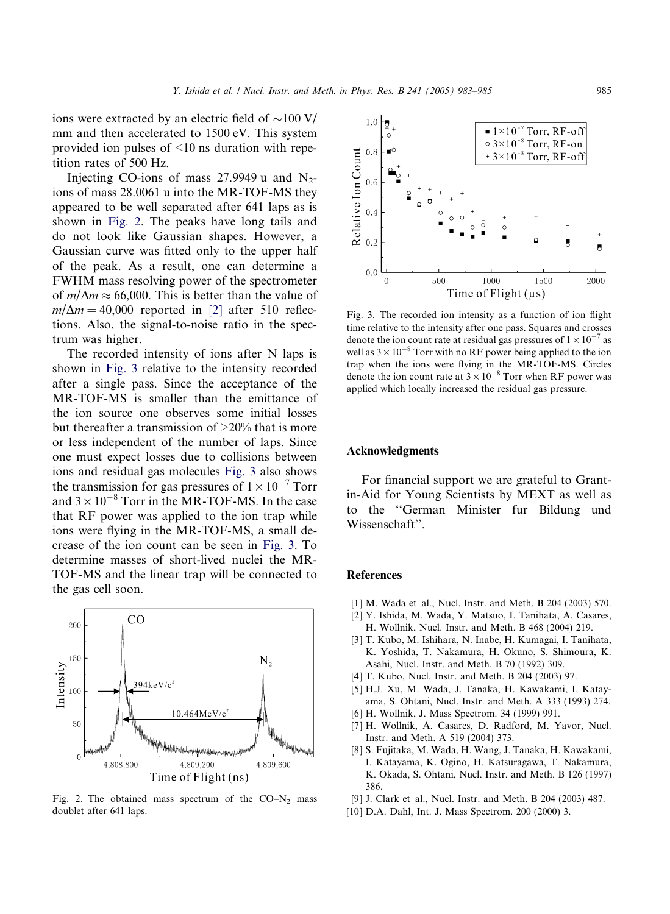ions were extracted by an electric field of ~100 V/mm and then accelerated to 1500 eV. This system provided ion pulses of <10 ns duration with repetition rates of 500 Hz.

Injecting CO-ions of mass 27.9949 u and $N_2$-ions of mass 28.0061 u into the MR-TOF-MS they appeared to be well separated after 641 laps as is shown in Fig. 2. The peaks have long tails and do not look like Gaussian shapes. However, a Gaussian curve was fitted only to the upper half of the peak. As a result, one can determine a FWHM mass resolving power of the spectrometer of $m/\Delta m \approx 66{,}000$. This is better than the value of $m/\Delta m = 40{,}000$ reported in [2] after 510 reflections. Also, the signal-to-noise ratio in the spectrum was higher.

The recorded intensity of ions after N laps is shown in Fig. 3 relative to the intensity recorded after a single pass. Since the acceptance of the MR-TOF-MS is smaller than the emittance of the ion source one observes some initial losses but thereafter a transmission of >20% that is more or less independent of the number of laps. Since one must expect losses due to collisions between ions and residual gas molecules Fig. 3 also shows the transmission for gas pressures of $1 \times 10^{-7}$ Torr and $3 \times 10^{-8}$ Torr in the MR-TOF-MS. In the case that RF power was applied to the ion trap while ions were flying in the MR-TOF-MS, a small decrease of the ion count can be seen in Fig. 3. To determine masses of short-lived nuclei the MR-TOF-MS and the linear trap will be connected to the gas cell soon.

CO

$N_2$

394keV/c²

10.464MeV/c²

Intensity

Time of Flight (ns)

4,808,800 4,809,200 4,809,600

0 50 100 150 200

Fig. 2. The obtained mass spectrum of the CO–$N_2$ mass doublet after 641 laps.

■ 1×10⁻⁷ Torr, RF-off
○ 3×10⁻⁸ Torr, RF-on
+ 3×10⁻⁸ Torr, RF-off

Relative Ion Count

Time of Flight (μs)

0 500 1000 1500 2000

0.0 0.2 0.4 0.6 0.8 1.0

Fig. 3. The recorded ion intensity as a function of ion flight time relative to the intensity after one pass. Squares and crosses denote the ion count rate at residual gas pressures of $1 \times 10^{-7}$ as well as $3 \times 10^{-8}$ Torr with no RF power being applied to the ion trap when the ions were flying in the MR-TOF-MS. Circles denote the ion count rate at $3 \times 10^{-8}$ Torr when RF power was applied which locally increased the residual gas pressure.

## Acknowledgments

For financial support we are grateful to Grant-in-Aid for Young Scientists by MEXT as well as to the "German Minister fur Bildung und Wissenschaft".

## References

[1] M. Wada et al., Nucl. Instr. and Meth. B 204 (2003) 570.
[2] Y. Ishida, M. Wada, Y. Matsuo, I. Tanihata, A. Casares, H. Wollnik, Nucl. Instr. and Meth. B 468 (2004) 219.
[3] T. Kubo, M. Ishihara, N. Inabe, H. Kumagai, I. Tanihata, K. Yoshida, T. Nakamura, H. Okuno, S. Shimoura, K. Asahi, Nucl. Instr. and Meth. B 70 (1992) 309.
[4] T. Kubo, Nucl. Instr. and Meth. B 204 (2003) 97.
[5] H.J. Xu, M. Wada, J. Tanaka, H. Kawakami, I. Katayama, S. Ohtani, Nucl. Instr. and Meth. A 333 (1993) 274.
[6] H. Wollnik, J. Mass Spectrom. 34 (1999) 991.
[7] H. Wollnik, A. Casares, D. Radford, M. Yavor, Nucl. Instr. and Meth. A 519 (2004) 373.
[8] S. Fujitaka, M. Wada, H. Wang, J. Tanaka, H. Kawakami, I. Katayama, K. Ogino, H. Katsuragawa, T. Nakamura, K. Okada, S. Ohtani, Nucl. Instr. and Meth. B 126 (1997) 386.
[9] J. Clark et al., Nucl. Instr. and Meth. B 204 (2003) 487.
[10] D.A. Dahl, Int. J. Mass Spectrom. 200 (2000) 3.